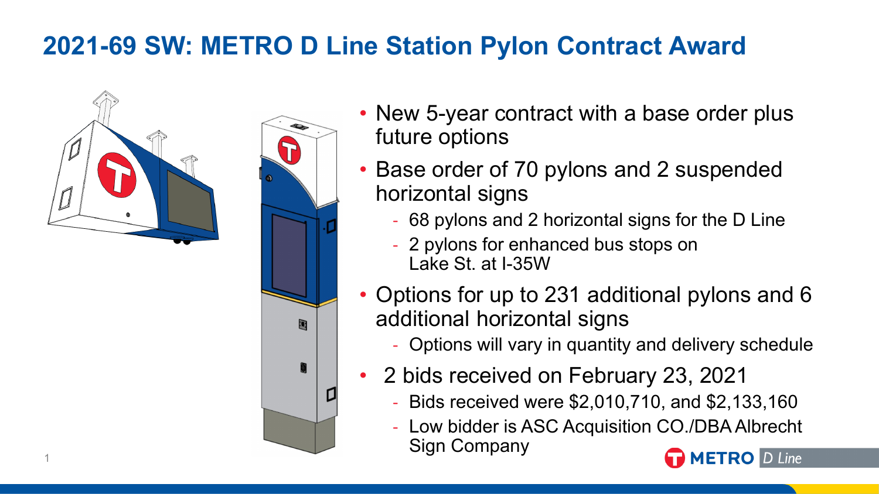# 2021-69 SW: METRO D Line Station Pylon Contract Award

- New 5-year contract with a base order plus future options
- Base order of 70 pylons and 2 suspended horizontal signs
  - 68 pylons and 2 horizontal signs for the D Line
  - 2 pylons for enhanced bus stops on Lake St. at I-35W
- Options for up to 231 additional pylons and 6 additional horizontal signs
  - Options will vary in quantity and delivery schedule
- 2 bids received on February 23, 2021
  - Bids received were $2,010,710, and $2,133,160
  - Low bidder is ASC Acquisition CO./DBA Albrecht Sign Company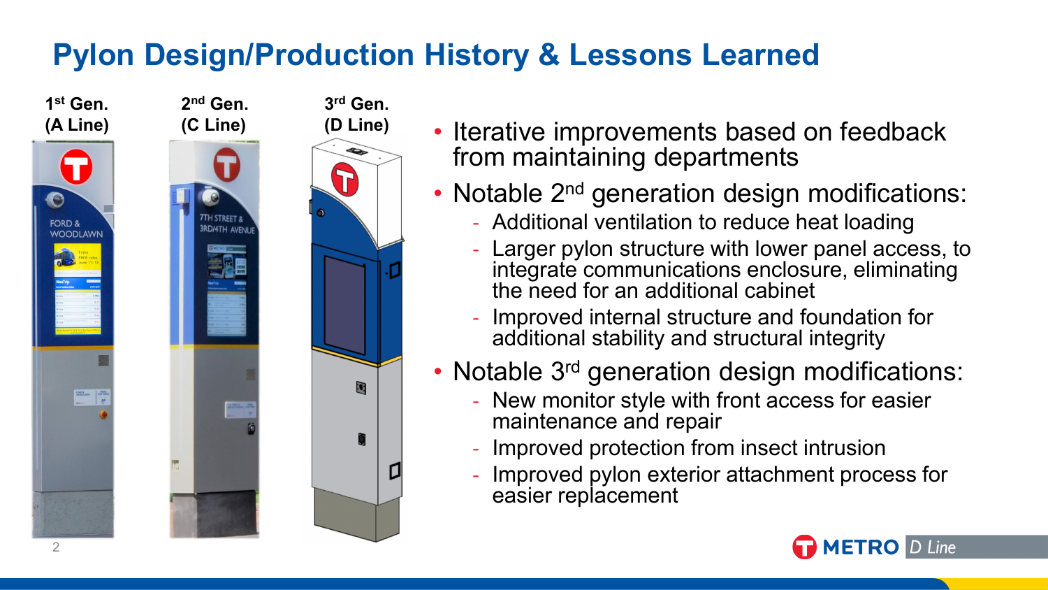# Pylon Design/Production History & Lessons Learned

**1st Gen. (A Line)**

**2nd Gen. (C Line)**

**3rd Gen. (D Line)**

- Iterative improvements based on feedback from maintaining departments
- Notable 2nd generation design modifications:
  - Additional ventilation to reduce heat loading
  - Larger pylon structure with lower panel access, to integrate communications enclosure, eliminating the need for an additional cabinet
  - Improved internal structure and foundation for additional stability and structural integrity
- Notable 3rd generation design modifications:
  - New monitor style with front access for easier maintenance and repair
  - Improved protection from insect intrusion
  - Improved pylon exterior attachment process for easier replacement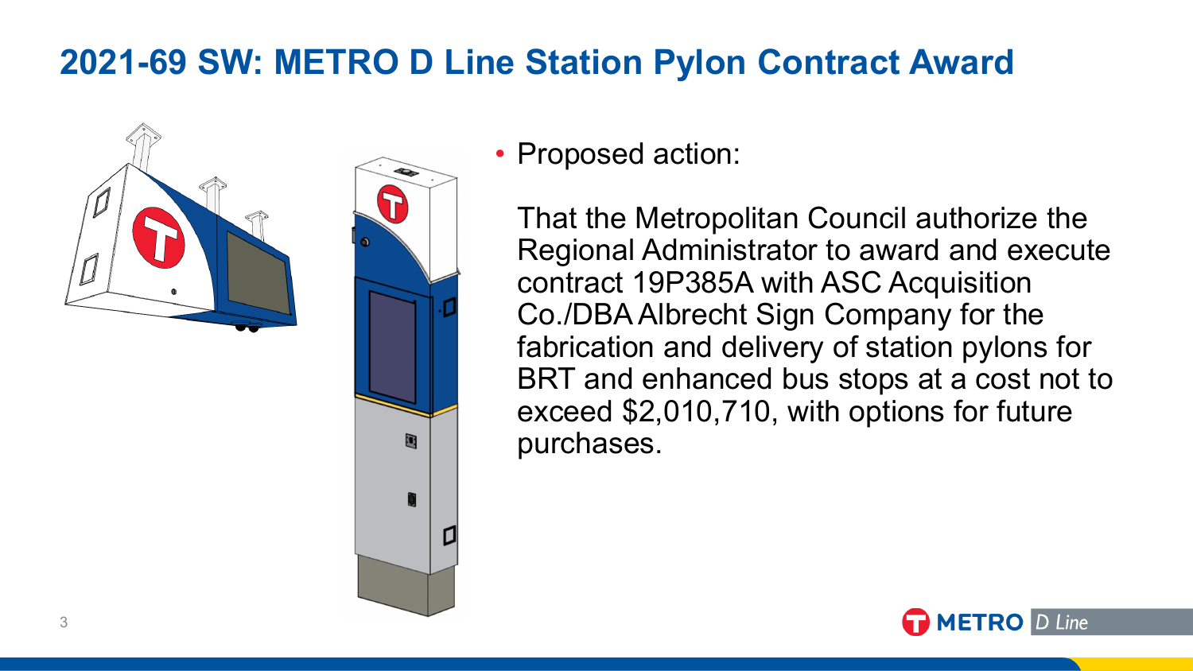# 2021-69 SW: METRO D Line Station Pylon Contract Award

- Proposed action:

  That the Metropolitan Council authorize the Regional Administrator to award and execute contract 19P385A with ASC Acquisition Co./DBA Albrecht Sign Company for the fabrication and delivery of station pylons for BRT and enhanced bus stops at a cost not to exceed $2,010,710, with options for future purchases.